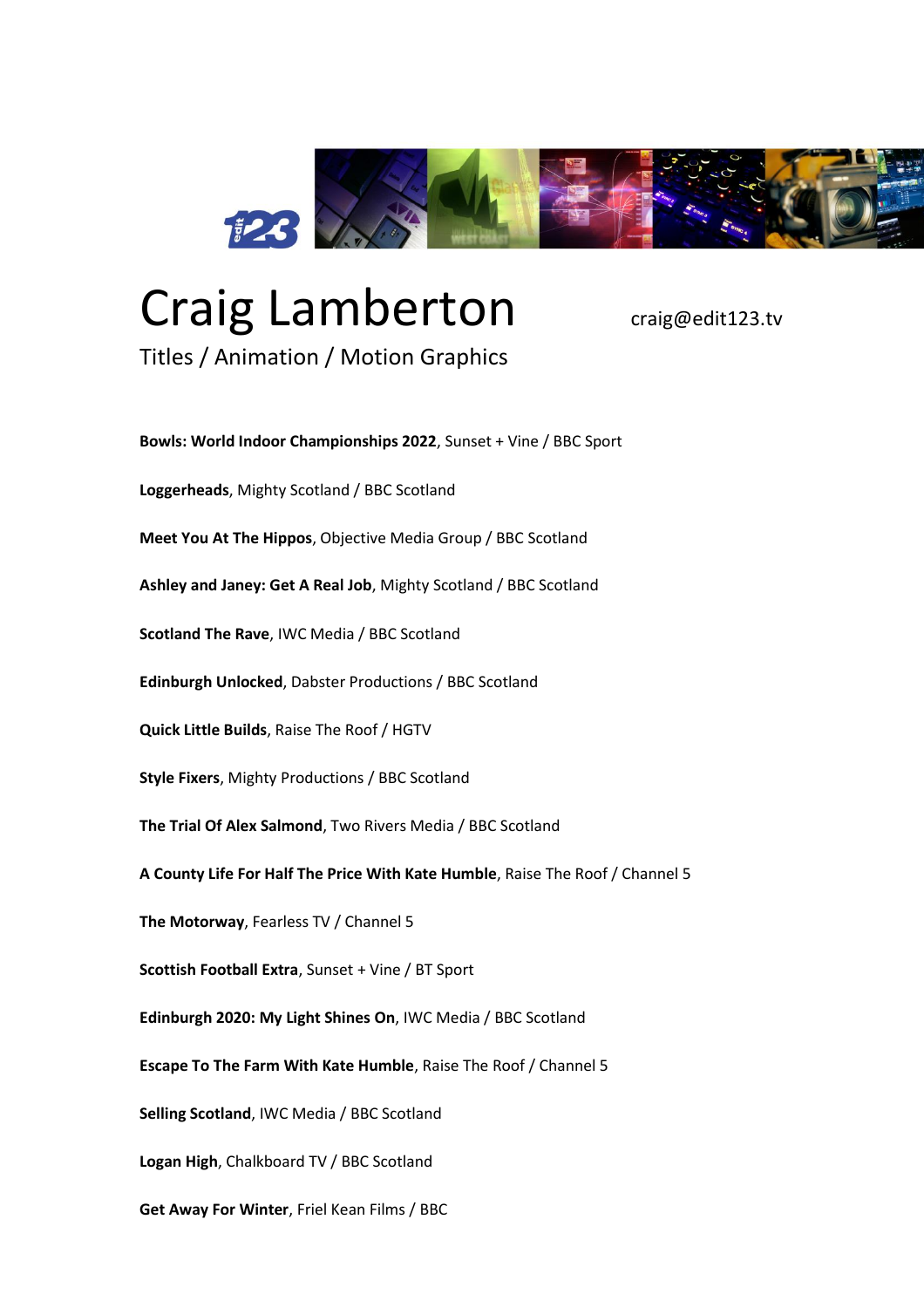# Craig Lamberton

craig@edit123.tv

Titles / Animation / Motion Graphics

**Bowls: World Indoor Championships 2022**, Sunset + Vine / BBC Sport

**Loggerheads**, Mighty Scotland / BBC Scotland

**Meet You At The Hippos**, Objective Media Group / BBC Scotland

**Ashley and Janey: Get A Real Job**, Mighty Scotland / BBC Scotland

**Scotland The Rave**, IWC Media / BBC Scotland

**Edinburgh Unlocked**, Dabster Productions / BBC Scotland

**Quick Little Builds**, Raise The Roof / HGTV

**Style Fixers**, Mighty Productions / BBC Scotland

**The Trial Of Alex Salmond**, Two Rivers Media / BBC Scotland

**A County Life For Half The Price With Kate Humble**, Raise The Roof / Channel 5

**The Motorway**, Fearless TV / Channel 5

**Scottish Football Extra**, Sunset + Vine / BT Sport

**Edinburgh 2020: My Light Shines On**, IWC Media / BBC Scotland

**Escape To The Farm With Kate Humble**, Raise The Roof / Channel 5

**Selling Scotland**, IWC Media / BBC Scotland

**Logan High**, Chalkboard TV / BBC Scotland

**Get Away For Winter**, Friel Kean Films / BBC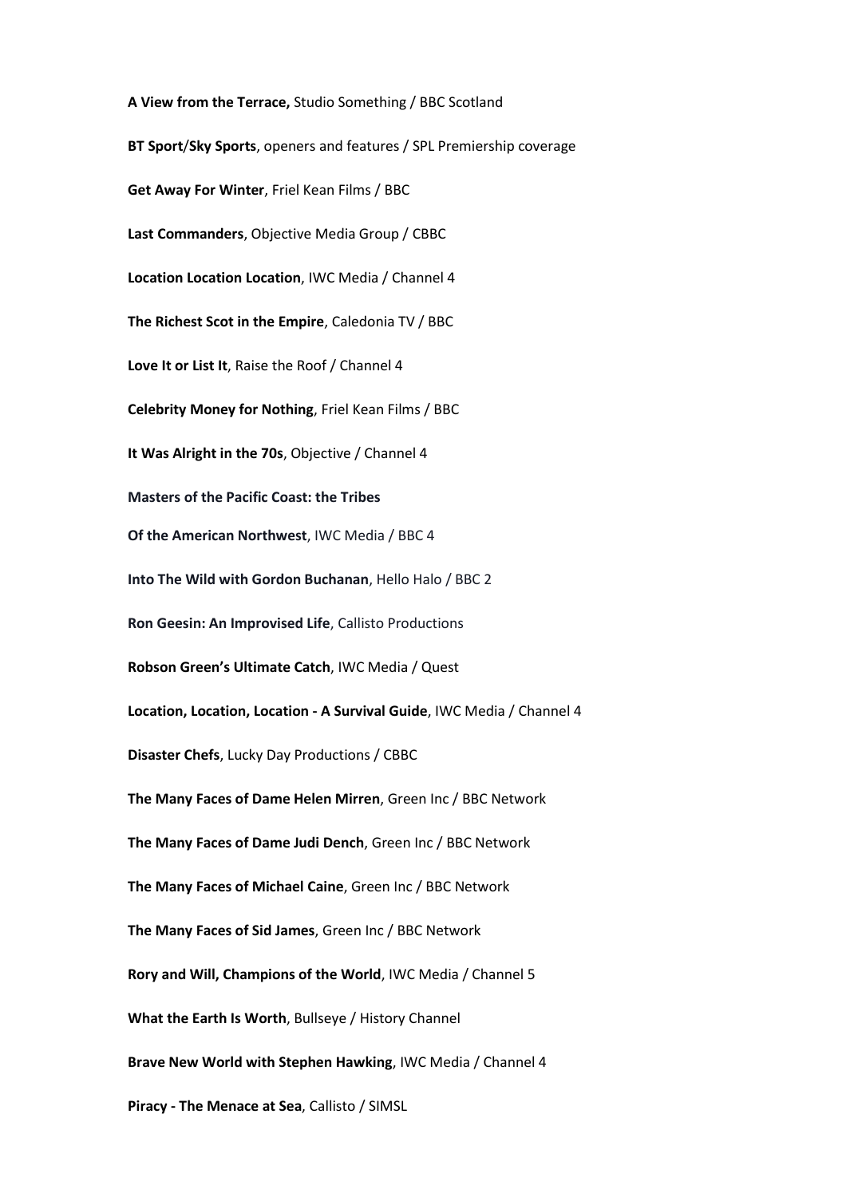**A View from the Terrace,** Studio Something / BBC Scotland

**BT Sport**/**Sky Sports**, openers and features / SPL Premiership coverage

**Get Away For Winter**, Friel Kean Films / BBC

**Last Commanders**, Objective Media Group / CBBC

**Location Location Location**, IWC Media / Channel 4

**The Richest Scot in the Empire**, Caledonia TV / BBC

**Love It or List It**, Raise the Roof / Channel 4

**Celebrity Money for Nothing**, Friel Kean Films / BBC

**It Was Alright in the 70s**, Objective / Channel 4

**Masters of the Pacific Coast: the Tribes**

**Of the American Northwest**, IWC Media / BBC 4

**Into The Wild with Gordon Buchanan**, Hello Halo / BBC 2

**Ron Geesin: An Improvised Life**, Callisto Productions

**Robson Green's Ultimate Catch**, IWC Media / Quest

**Location, Location, Location - A Survival Guide**, IWC Media / Channel 4

**Disaster Chefs**, Lucky Day Productions / CBBC

**The Many Faces of Dame Helen Mirren**, Green Inc / BBC Network

**The Many Faces of Dame Judi Dench**, Green Inc / BBC Network

**The Many Faces of Michael Caine**, Green Inc / BBC Network

**The Many Faces of Sid James**, Green Inc / BBC Network

**Rory and Will, Champions of the World**, IWC Media / Channel 5

**What the Earth Is Worth**, Bullseye / History Channel

**Brave New World with Stephen Hawking**, IWC Media / Channel 4

**Piracy - The Menace at Sea**, Callisto / SIMSL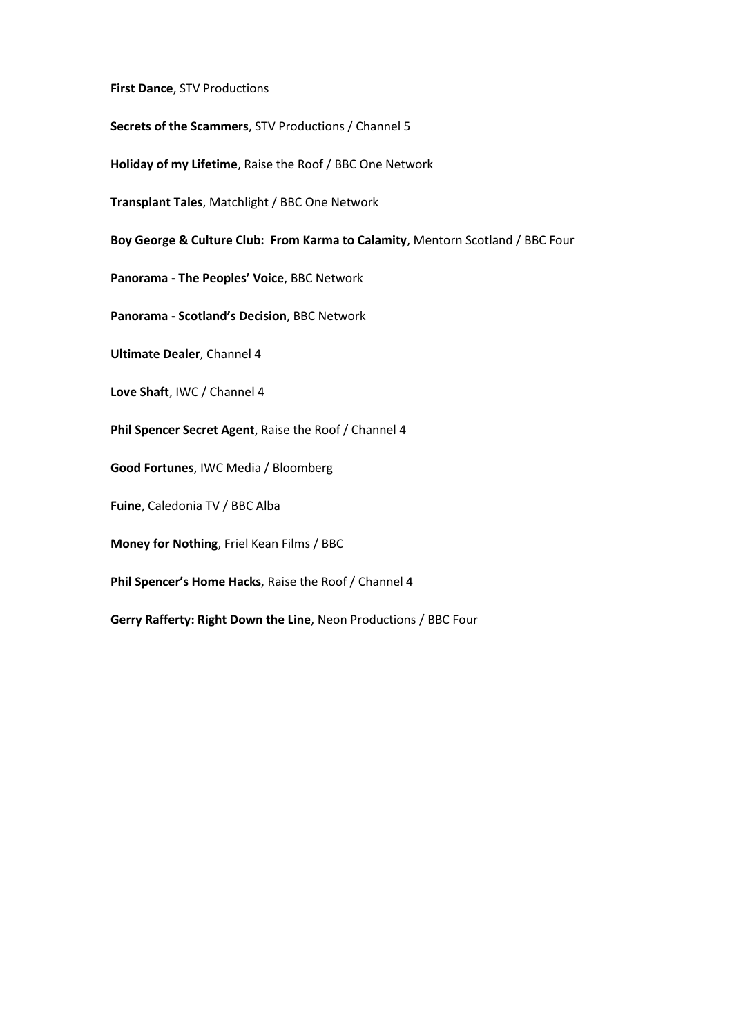**First Dance**, STV Productions

**Secrets of the Scammers**, STV Productions / Channel 5

**Holiday of my Lifetime**, Raise the Roof / BBC One Network

**Transplant Tales**, Matchlight / BBC One Network

**Boy George & Culture Club: From Karma to Calamity**, Mentorn Scotland / BBC Four

**Panorama - The Peoples' Voice**, BBC Network

**Panorama - Scotland's Decision**, BBC Network

**Ultimate Dealer**, Channel 4

**Love Shaft**, IWC / Channel 4

**Phil Spencer Secret Agent**, Raise the Roof / Channel 4

**Good Fortunes**, IWC Media / Bloomberg

**Fuine**, Caledonia TV / BBC Alba

**Money for Nothing**, Friel Kean Films / BBC

**Phil Spencer's Home Hacks**, Raise the Roof / Channel 4

**Gerry Rafferty: Right Down the Line**, Neon Productions / BBC Four